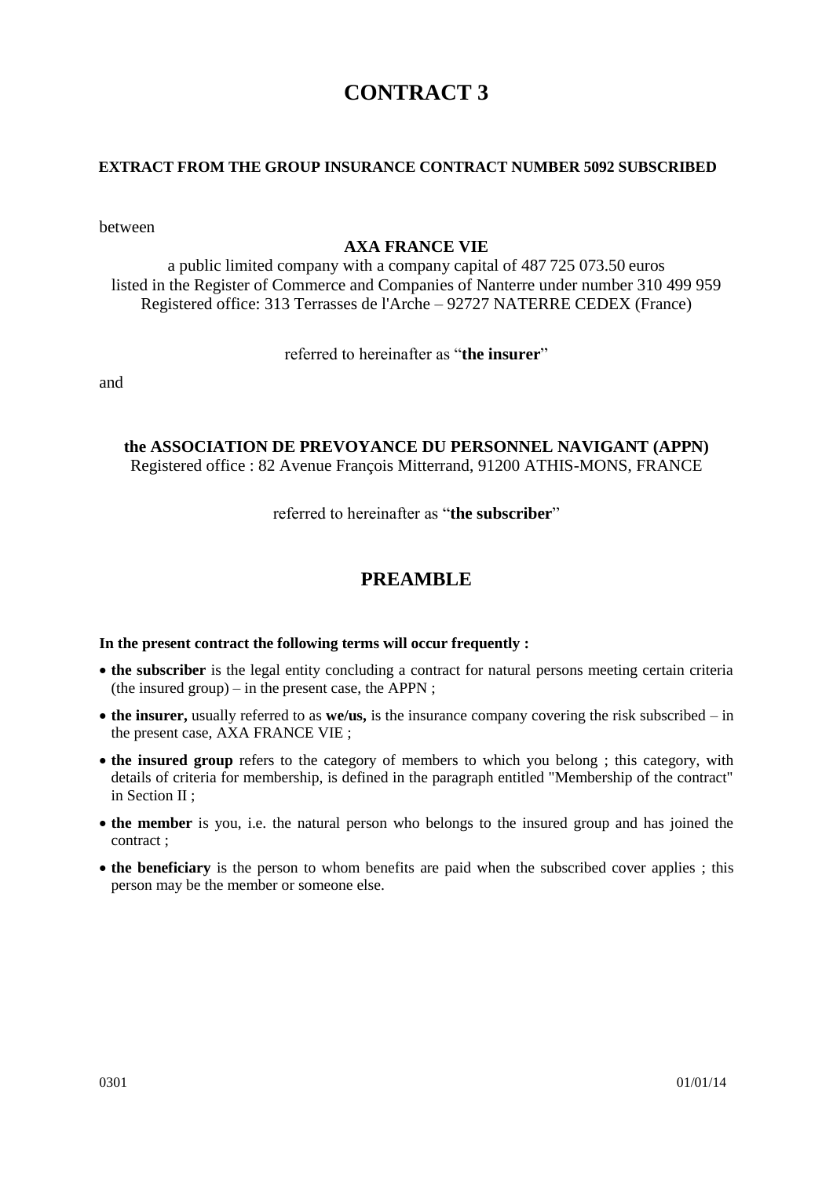# CONTRACT 3

**EXTRACT FROM THE GROUP INSURANCE CONTRACT NUMBER 5092 SUBSCRIBED**

between

**AXA FRANCE VIE**

a public limited company with a company capital of 487 725 073.50 euros
listed in the Register of Commerce and Companies of Nanterre under number 310 499 959
Registered office: 313 Terrasses de l'Arche – 92727 NATERRE CEDEX (France)

referred to hereinafter as "**the insurer**"

and

**the ASSOCIATION DE PREVOYANCE DU PERSONNEL NAVIGANT (APPN)**
Registered office : 82 Avenue François Mitterrand, 91200 ATHIS-MONS, FRANCE

referred to hereinafter as "**the subscriber**"

## PREAMBLE

**In the present contract the following terms will occur frequently :**

- **the subscriber** is the legal entity concluding a contract for natural persons meeting certain criteria (the insured group) – in the present case, the APPN ;
- **the insurer,** usually referred to as **we/us,** is the insurance company covering the risk subscribed – in the present case, AXA FRANCE VIE ;
- **the insured group** refers to the category of members to which you belong ; this category, with details of criteria for membership, is defined in the paragraph entitled "Membership of the contract" in Section II ;
- **the member** is you, i.e. the natural person who belongs to the insured group and has joined the contract ;
- **the beneficiary** is the person to whom benefits are paid when the subscribed cover applies ; this person may be the member or someone else.

0301 01/01/14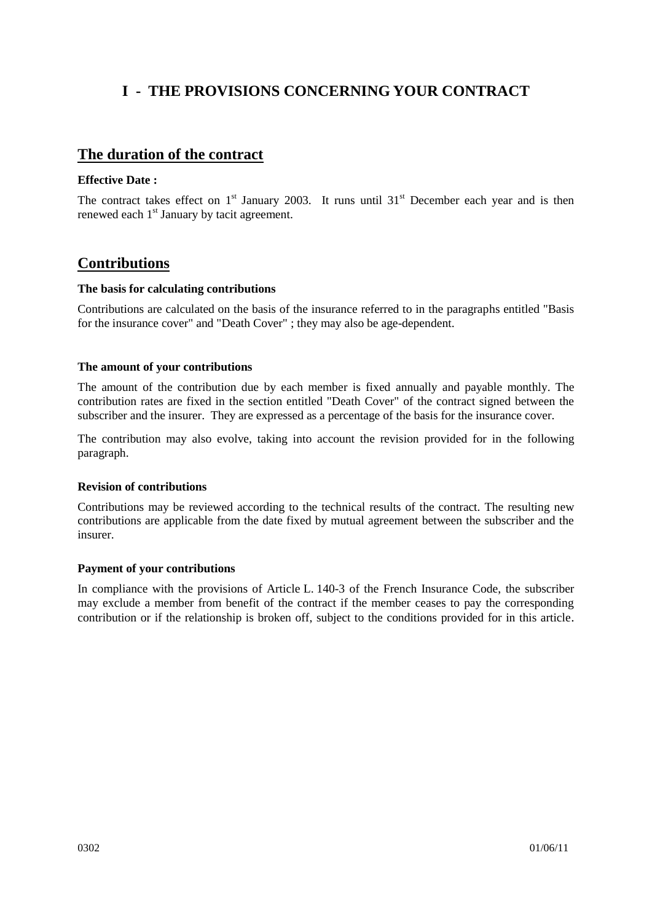# I - THE PROVISIONS CONCERNING YOUR CONTRACT

## The duration of the contract

**Effective Date :**

The contract takes effect on 1st January 2003. It runs until 31st December each year and is then renewed each 1st January by tacit agreement.

## Contributions

**The basis for calculating contributions**

Contributions are calculated on the basis of the insurance referred to in the paragraphs entitled "Basis for the insurance cover" and "Death Cover" ; they may also be age-dependent.

**The amount of your contributions**

The amount of the contribution due by each member is fixed annually and payable monthly. The contribution rates are fixed in the section entitled "Death Cover" of the contract signed between the subscriber and the insurer. They are expressed as a percentage of the basis for the insurance cover.

The contribution may also evolve, taking into account the revision provided for in the following paragraph.

**Revision of contributions**

Contributions may be reviewed according to the technical results of the contract. The resulting new contributions are applicable from the date fixed by mutual agreement between the subscriber and the insurer.

**Payment of your contributions**

In compliance with the provisions of Article L. 140-3 of the French Insurance Code, the subscriber may exclude a member from benefit of the contract if the member ceases to pay the corresponding contribution or if the relationship is broken off, subject to the conditions provided for in this article.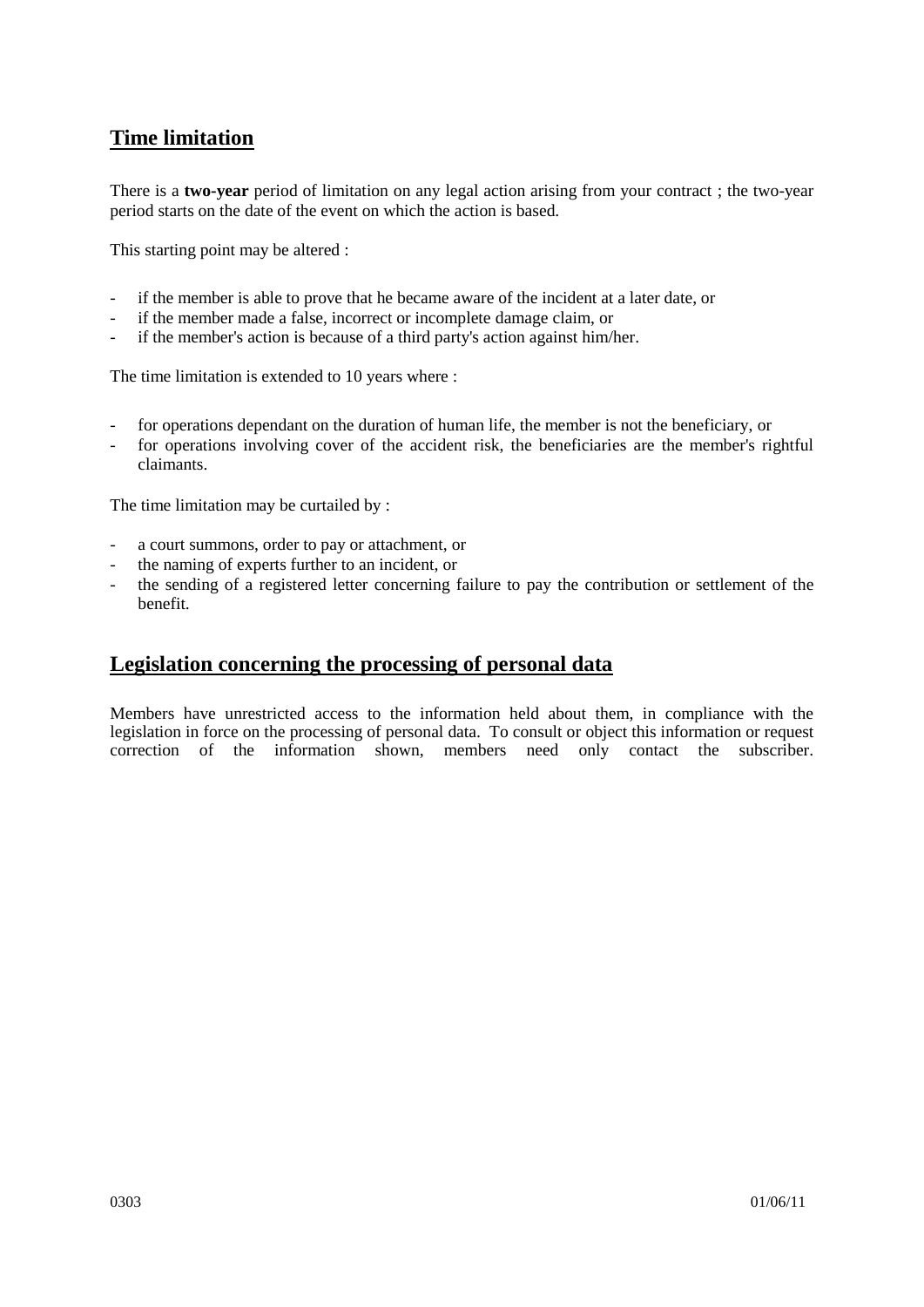## Time limitation

There is a **two-year** period of limitation on any legal action arising from your contract ; the two-year period starts on the date of the event on which the action is based.

This starting point may be altered :

- if the member is able to prove that he became aware of the incident at a later date, or
- if the member made a false, incorrect or incomplete damage claim, or
- if the member's action is because of a third party's action against him/her.

The time limitation is extended to 10 years where :

- for operations dependant on the duration of human life, the member is not the beneficiary, or
- for operations involving cover of the accident risk, the beneficiaries are the member's rightful claimants.

The time limitation may be curtailed by :

- a court summons, order to pay or attachment, or
- the naming of experts further to an incident, or
- the sending of a registered letter concerning failure to pay the contribution or settlement of the benefit.

## Legislation concerning the processing of personal data

Members have unrestricted access to the information held about them, in compliance with the legislation in force on the processing of personal data. To consult or object this information or request correction of the information shown, members need only contact the subscriber.

0303 01/06/11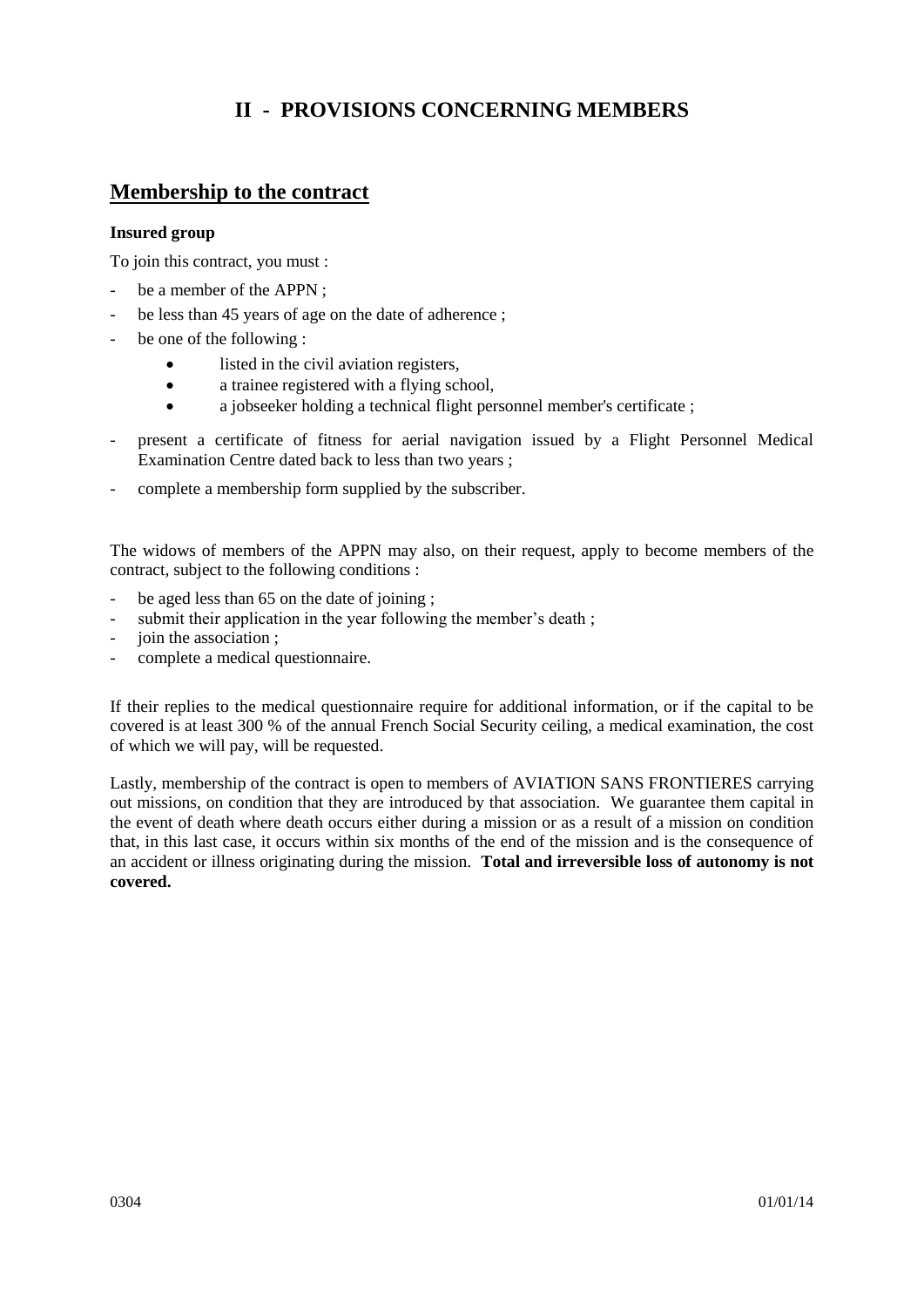# II - PROVISIONS CONCERNING MEMBERS

## Membership to the contract

**Insured group**

To join this contract, you must :

- be a member of the APPN ;
- be less than 45 years of age on the date of adherence ;
- be one of the following :
  - listed in the civil aviation registers,
  - a trainee registered with a flying school,
  - a jobseeker holding a technical flight personnel member's certificate ;
- present a certificate of fitness for aerial navigation issued by a Flight Personnel Medical Examination Centre dated back to less than two years ;
- complete a membership form supplied by the subscriber.

The widows of members of the APPN may also, on their request, apply to become members of the contract, subject to the following conditions :

- be aged less than 65 on the date of joining ;
- submit their application in the year following the member's death ;
- join the association ;
- complete a medical questionnaire.

If their replies to the medical questionnaire require for additional information, or if the capital to be covered is at least 300 % of the annual French Social Security ceiling, a medical examination, the cost of which we will pay, will be requested.

Lastly, membership of the contract is open to members of AVIATION SANS FRONTIERES carrying out missions, on condition that they are introduced by that association. We guarantee them capital in the event of death where death occurs either during a mission or as a result of a mission on condition that, in this last case, it occurs within six months of the end of the mission and is the consequence of an accident or illness originating during the mission. **Total and irreversible loss of autonomy is not covered.**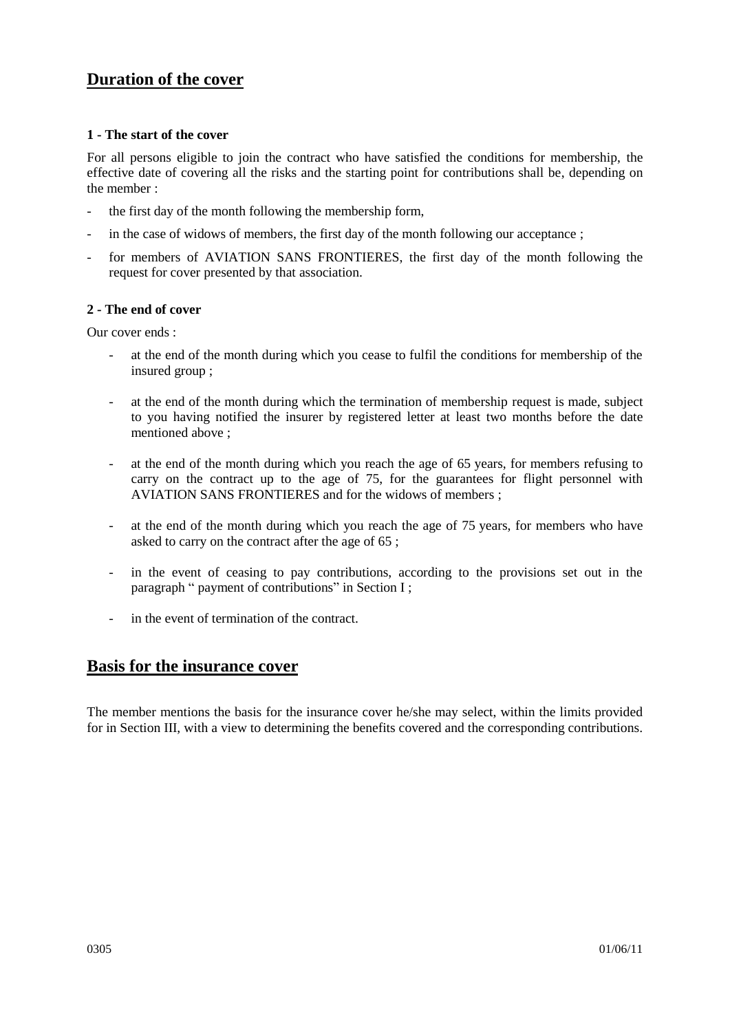## Duration of the cover

### 1 - The start of the cover

For all persons eligible to join the contract who have satisfied the conditions for membership, the effective date of covering all the risks and the starting point for contributions shall be, depending on the member :

- the first day of the month following the membership form,
- in the case of widows of members, the first day of the month following our acceptance ;
- for members of AVIATION SANS FRONTIERES, the first day of the month following the request for cover presented by that association.

### 2 - The end of cover

Our cover ends :

- at the end of the month during which you cease to fulfil the conditions for membership of the insured group ;
- at the end of the month during which the termination of membership request is made, subject to you having notified the insurer by registered letter at least two months before the date mentioned above ;
- at the end of the month during which you reach the age of 65 years, for members refusing to carry on the contract up to the age of 75, for the guarantees for flight personnel with AVIATION SANS FRONTIERES and for the widows of members ;
- at the end of the month during which you reach the age of 75 years, for members who have asked to carry on the contract after the age of 65 ;
- in the event of ceasing to pay contributions, according to the provisions set out in the paragraph " payment of contributions" in Section I ;
- in the event of termination of the contract.

## Basis for the insurance cover

The member mentions the basis for the insurance cover he/she may select, within the limits provided for in Section III, with a view to determining the benefits covered and the corresponding contributions.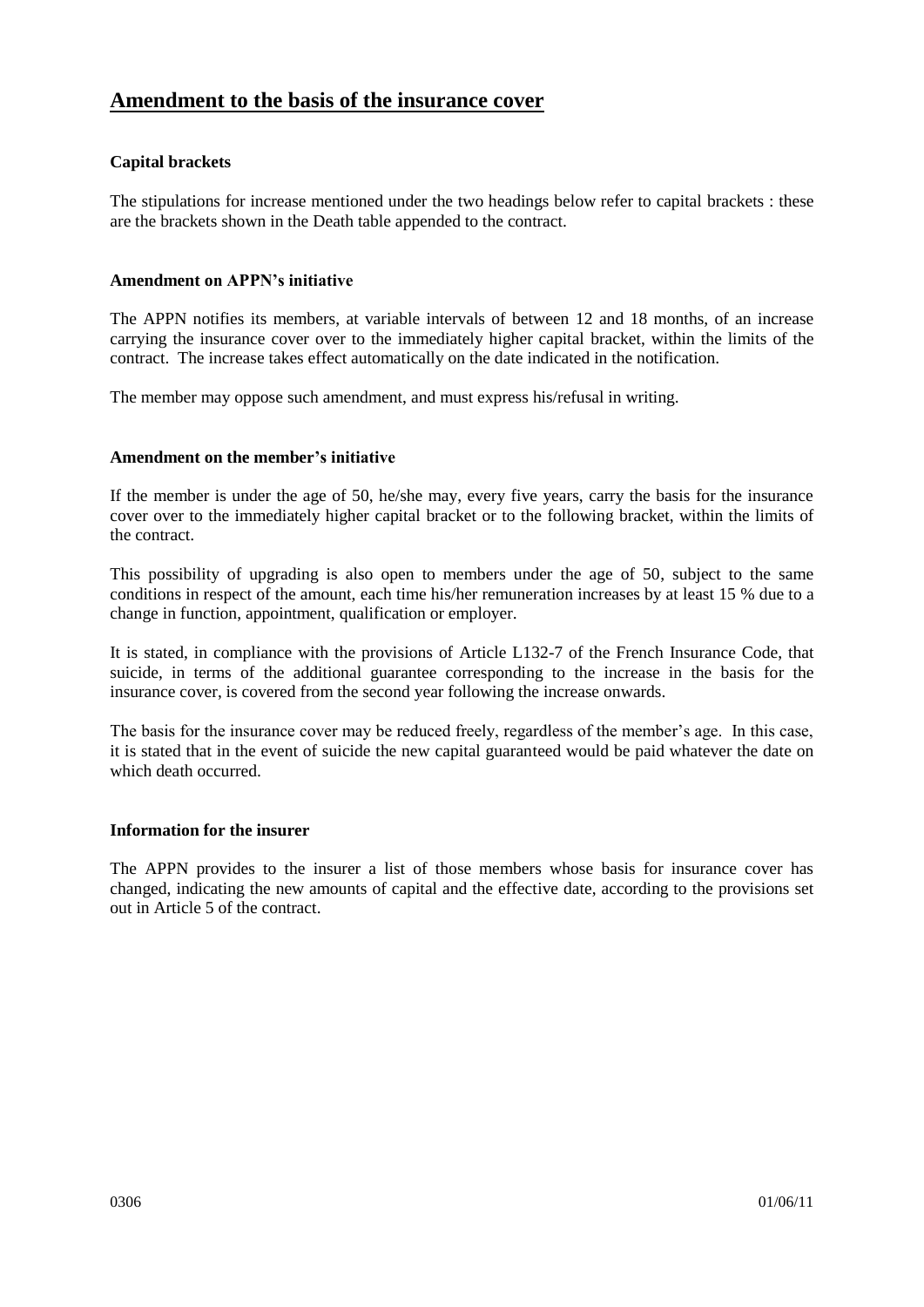# Amendment to the basis of the insurance cover

### Capital brackets

The stipulations for increase mentioned under the two headings below refer to capital brackets : these are the brackets shown in the Death table appended to the contract.

### Amendment on APPN's initiative

The APPN notifies its members, at variable intervals of between 12 and 18 months, of an increase carrying the insurance cover over to the immediately higher capital bracket, within the limits of the contract. The increase takes effect automatically on the date indicated in the notification.

The member may oppose such amendment, and must express his/refusal in writing.

### Amendment on the member's initiative

If the member is under the age of 50, he/she may, every five years, carry the basis for the insurance cover over to the immediately higher capital bracket or to the following bracket, within the limits of the contract.

This possibility of upgrading is also open to members under the age of 50, subject to the same conditions in respect of the amount, each time his/her remuneration increases by at least 15 % due to a change in function, appointment, qualification or employer.

It is stated, in compliance with the provisions of Article L132-7 of the French Insurance Code, that suicide, in terms of the additional guarantee corresponding to the increase in the basis for the insurance cover, is covered from the second year following the increase onwards.

The basis for the insurance cover may be reduced freely, regardless of the member's age. In this case, it is stated that in the event of suicide the new capital guaranteed would be paid whatever the date on which death occurred.

### Information for the insurer

The APPN provides to the insurer a list of those members whose basis for insurance cover has changed, indicating the new amounts of capital and the effective date, according to the provisions set out in Article 5 of the contract.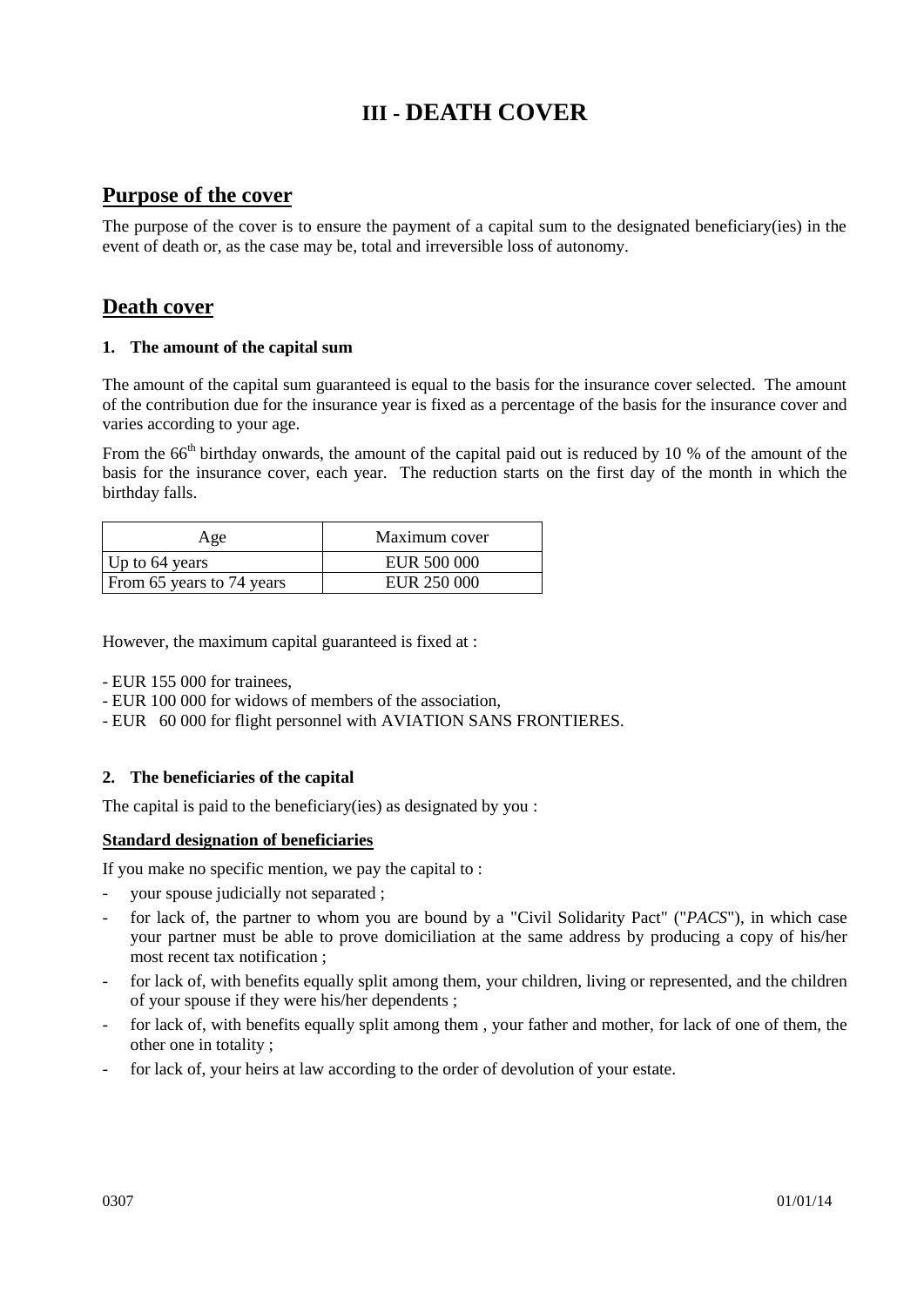# III - DEATH COVER

## Purpose of the cover

The purpose of the cover is to ensure the payment of a capital sum to the designated beneficiary(ies) in the event of death or, as the case may be, total and irreversible loss of autonomy.

## Death cover

### 1. The amount of the capital sum

The amount of the capital sum guaranteed is equal to the basis for the insurance cover selected. The amount of the contribution due for the insurance year is fixed as a percentage of the basis for the insurance cover and varies according to your age.

From the 66th birthday onwards, the amount of the capital paid out is reduced by 10 % of the amount of the basis for the insurance cover, each year. The reduction starts on the first day of the month in which the birthday falls.

| Age | Maximum cover |
|---|---|
| Up to 64 years | EUR 500 000 |
| From 65 years to 74 years | EUR 250 000 |

However, the maximum capital guaranteed is fixed at :

- EUR 155 000 for trainees,
- EUR 100 000 for widows of members of the association,
- EUR 60 000 for flight personnel with AVIATION SANS FRONTIERES.

### 2. The beneficiaries of the capital

The capital is paid to the beneficiary(ies) as designated by you :

**Standard designation of beneficiaries**

If you make no specific mention, we pay the capital to :

- your spouse judicially not separated ;
- for lack of, the partner to whom you are bound by a "Civil Solidarity Pact" ("*PACS*"), in which case your partner must be able to prove domiciliation at the same address by producing a copy of his/her most recent tax notification ;
- for lack of, with benefits equally split among them, your children, living or represented, and the children of your spouse if they were his/her dependents ;
- for lack of, with benefits equally split among them , your father and mother, for lack of one of them, the other one in totality ;
- for lack of, your heirs at law according to the order of devolution of your estate.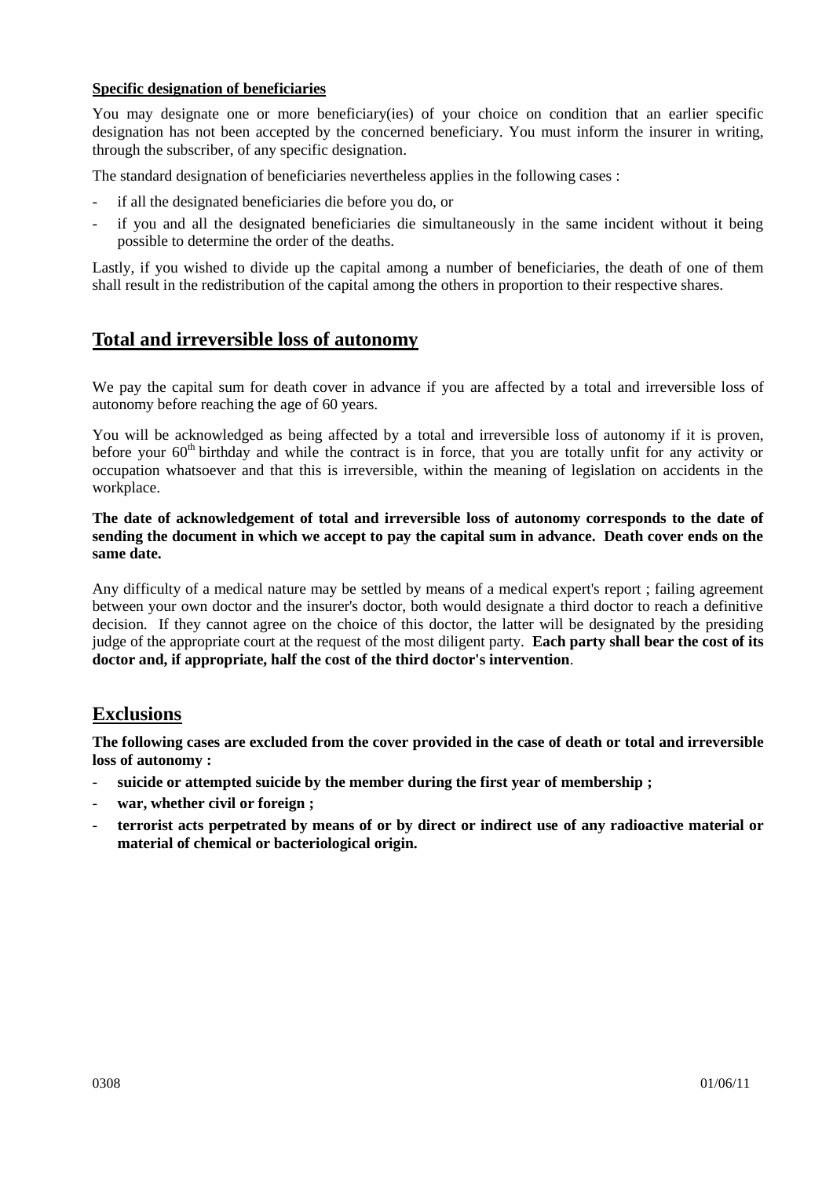**Specific designation of beneficiaries**

You may designate one or more beneficiary(ies) of your choice on condition that an earlier specific designation has not been accepted by the concerned beneficiary. You must inform the insurer in writing, through the subscriber, of any specific designation.

The standard designation of beneficiaries nevertheless applies in the following cases :

- if all the designated beneficiaries die before you do, or
- if you and all the designated beneficiaries die simultaneously in the same incident without it being possible to determine the order of the deaths.

Lastly, if you wished to divide up the capital among a number of beneficiaries, the death of one of them shall result in the redistribution of the capital among the others in proportion to their respective shares.

## Total and irreversible loss of autonomy

We pay the capital sum for death cover in advance if you are affected by a total and irreversible loss of autonomy before reaching the age of 60 years.

You will be acknowledged as being affected by a total and irreversible loss of autonomy if it is proven, before your 60th birthday and while the contract is in force, that you are totally unfit for any activity or occupation whatsoever and that this is irreversible, within the meaning of legislation on accidents in the workplace.

**The date of acknowledgement of total and irreversible loss of autonomy corresponds to the date of sending the document in which we accept to pay the capital sum in advance. Death cover ends on the same date.**

Any difficulty of a medical nature may be settled by means of a medical expert's report ; failing agreement between your own doctor and the insurer's doctor, both would designate a third doctor to reach a definitive decision. If they cannot agree on the choice of this doctor, the latter will be designated by the presiding judge of the appropriate court at the request of the most diligent party. **Each party shall bear the cost of its doctor and, if appropriate, half the cost of the third doctor's intervention**.

## Exclusions

**The following cases are excluded from the cover provided in the case of death or total and irreversible loss of autonomy :**

- **suicide or attempted suicide by the member during the first year of membership ;**
- **war, whether civil or foreign ;**
- **terrorist acts perpetrated by means of or by direct or indirect use of any radioactive material or material of chemical or bacteriological origin.**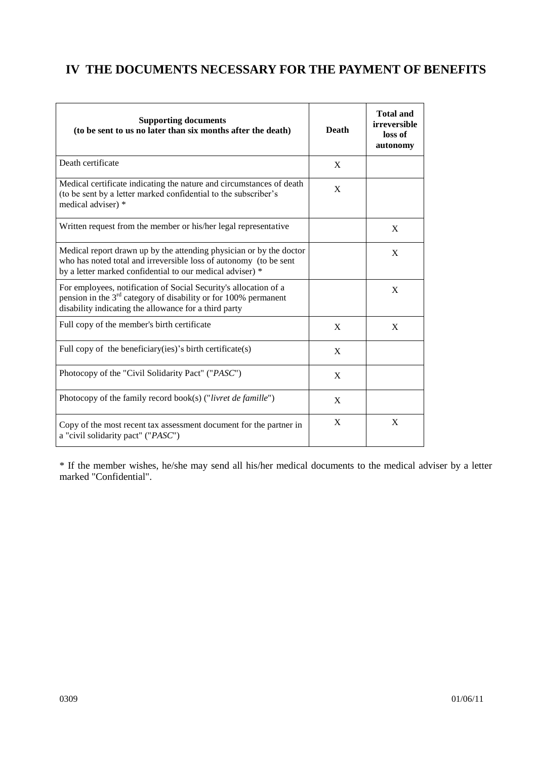# IV THE DOCUMENTS NECESSARY FOR THE PAYMENT OF BENEFITS

| **Supporting documents (to be sent to us no later than six months after the death)** | **Death** | **Total and irreversible loss of autonomy** |
|---|---|---|
| Death certificate | X | |
| Medical certificate indicating the nature and circumstances of death (to be sent by a letter marked confidential to the subscriber's medical adviser) * | X | |
| Written request from the member or his/her legal representative | | X |
| Medical report drawn up by the attending physician or by the doctor who has noted total and irreversible loss of autonomy (to be sent by a letter marked confidential to our medical adviser) * | | X |
| For employees, notification of Social Security's allocation of a pension in the 3rd category of disability or for 100% permanent disability indicating the allowance for a third party | | X |
| Full copy of the member's birth certificate | X | X |
| Full copy of the beneficiary(ies)'s birth certificate(s) | X | |
| Photocopy of the "Civil Solidarity Pact" ("*PASC*") | X | |
| Photocopy of the family record book(s) ("*livret de famille*") | X | |
| Copy of the most recent tax assessment document for the partner in a "civil solidarity pact" ("*PASC*") | X | X |

* If the member wishes, he/she may send all his/her medical documents to the medical adviser by a letter marked "Confidential".

0309 01/06/11